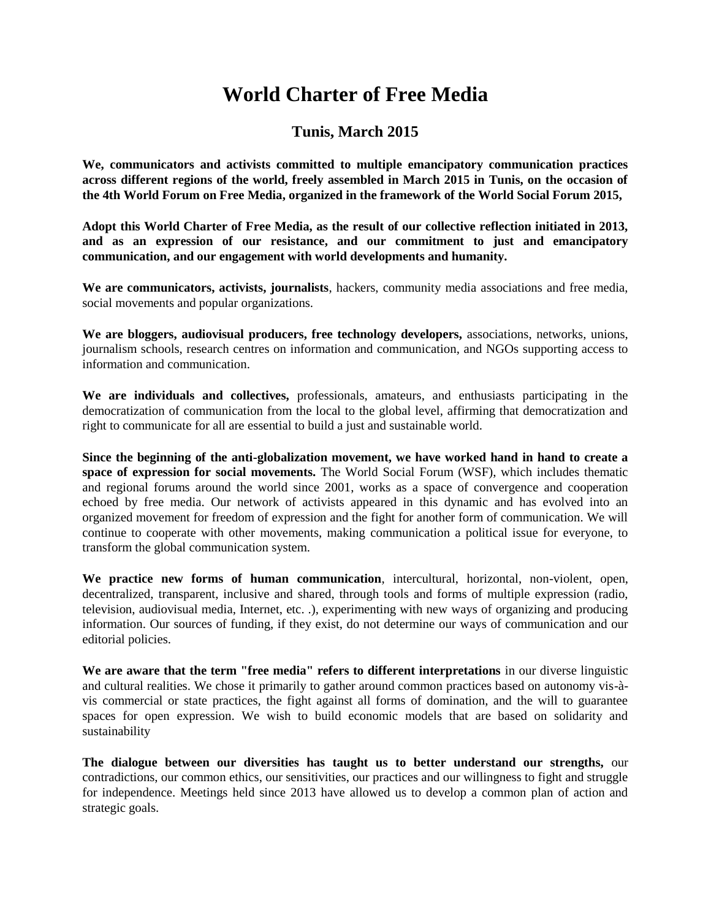# World Charter of Free Media

## Tunis, March 2015

**We, communicators and activists committed to multiple emancipatory communication practices across different regions of the world, freely assembled in March 2015 in Tunis, on the occasion of the 4th World Forum on Free Media, organized in the framework of the World Social Forum 2015,**

**Adopt this World Charter of Free Media, as the result of our collective reflection initiated in 2013, and as an expression of our resistance, and our commitment to just and emancipatory communication, and our engagement with world developments and humanity.**

**We are communicators, activists, journalists**, hackers, community media associations and free media, social movements and popular organizations.

**We are bloggers, audiovisual producers, free technology developers,** associations, networks, unions, journalism schools, research centres on information and communication, and NGOs supporting access to information and communication.

**We are individuals and collectives,** professionals, amateurs, and enthusiasts participating in the democratization of communication from the local to the global level, affirming that democratization and right to communicate for all are essential to build a just and sustainable world.

**Since the beginning of the anti-globalization movement, we have worked hand in hand to create a space of expression for social movements.** The World Social Forum (WSF), which includes thematic and regional forums around the world since 2001, works as a space of convergence and cooperation echoed by free media. Our network of activists appeared in this dynamic and has evolved into an organized movement for freedom of expression and the fight for another form of communication. We will continue to cooperate with other movements, making communication a political issue for everyone, to transform the global communication system.

**We practice new forms of human communication**, intercultural, horizontal, non-violent, open, decentralized, transparent, inclusive and shared, through tools and forms of multiple expression (radio, television, audiovisual media, Internet, etc. .), experimenting with new ways of organizing and producing information. Our sources of funding, if they exist, do not determine our ways of communication and our editorial policies.

**We are aware that the term "free media" refers to different interpretations** in our diverse linguistic and cultural realities. We chose it primarily to gather around common practices based on autonomy vis-à-vis commercial or state practices, the fight against all forms of domination, and the will to guarantee spaces for open expression. We wish to build economic models that are based on solidarity and sustainability

**The dialogue between our diversities has taught us to better understand our strengths,** our contradictions, our common ethics, our sensitivities, our practices and our willingness to fight and struggle for independence. Meetings held since 2013 have allowed us to develop a common plan of action and strategic goals.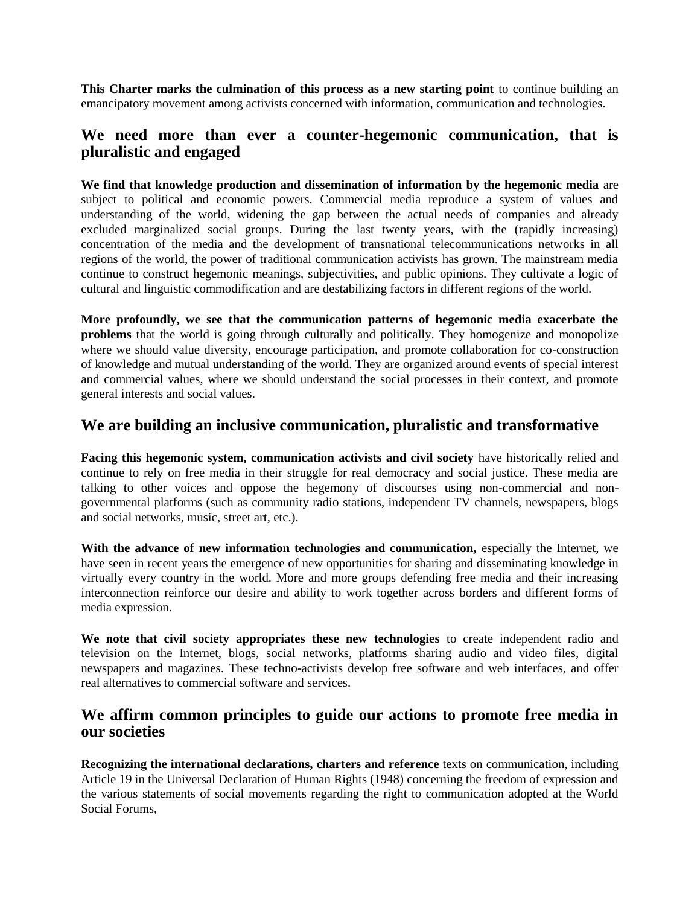**This Charter marks the culmination of this process as a new starting point** to continue building an emancipatory movement among activists concerned with information, communication and technologies.

## We need more than ever a counter-hegemonic communication, that is pluralistic and engaged

**We find that knowledge production and dissemination of information by the hegemonic media** are subject to political and economic powers. Commercial media reproduce a system of values and understanding of the world, widening the gap between the actual needs of companies and already excluded marginalized social groups. During the last twenty years, with the (rapidly increasing) concentration of the media and the development of transnational telecommunications networks in all regions of the world, the power of traditional communication activists has grown. The mainstream media continue to construct hegemonic meanings, subjectivities, and public opinions. They cultivate a logic of cultural and linguistic commodification and are destabilizing factors in different regions of the world.

**More profoundly, we see that the communication patterns of hegemonic media exacerbate the problems** that the world is going through culturally and politically. They homogenize and monopolize where we should value diversity, encourage participation, and promote collaboration for co-construction of knowledge and mutual understanding of the world. They are organized around events of special interest and commercial values, where we should understand the social processes in their context, and promote general interests and social values.

## We are building an inclusive communication, pluralistic and transformative

**Facing this hegemonic system, communication activists and civil society** have historically relied and continue to rely on free media in their struggle for real democracy and social justice. These media are talking to other voices and oppose the hegemony of discourses using non-commercial and non-governmental platforms (such as community radio stations, independent TV channels, newspapers, blogs and social networks, music, street art, etc.).

**With the advance of new information technologies and communication,** especially the Internet, we have seen in recent years the emergence of new opportunities for sharing and disseminating knowledge in virtually every country in the world. More and more groups defending free media and their increasing interconnection reinforce our desire and ability to work together across borders and different forms of media expression.

**We note that civil society appropriates these new technologies** to create independent radio and television on the Internet, blogs, social networks, platforms sharing audio and video files, digital newspapers and magazines. These techno-activists develop free software and web interfaces, and offer real alternatives to commercial software and services.

## We affirm common principles to guide our actions to promote free media in our societies

**Recognizing the international declarations, charters and reference** texts on communication, including Article 19 in the Universal Declaration of Human Rights (1948) concerning the freedom of expression and the various statements of social movements regarding the right to communication adopted at the World Social Forums,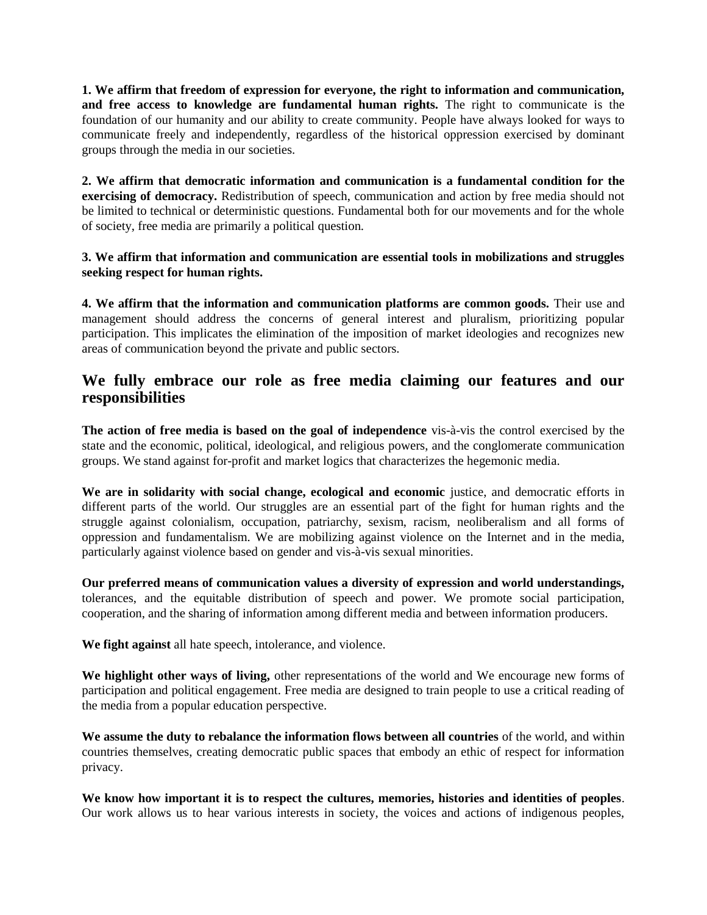**1. We affirm that freedom of expression for everyone, the right to information and communication, and free access to knowledge are fundamental human rights.** The right to communicate is the foundation of our humanity and our ability to create community. People have always looked for ways to communicate freely and independently, regardless of the historical oppression exercised by dominant groups through the media in our societies.

**2. We affirm that democratic information and communication is a fundamental condition for the exercising of democracy.** Redistribution of speech, communication and action by free media should not be limited to technical or deterministic questions. Fundamental both for our movements and for the whole of society, free media are primarily a political question.

**3. We affirm that information and communication are essential tools in mobilizations and struggles seeking respect for human rights.**

**4. We affirm that the information and communication platforms are common goods.** Their use and management should address the concerns of general interest and pluralism, prioritizing popular participation. This implicates the elimination of the imposition of market ideologies and recognizes new areas of communication beyond the private and public sectors.

## We fully embrace our role as free media claiming our features and our responsibilities

**The action of free media is based on the goal of independence** vis-à-vis the control exercised by the state and the economic, political, ideological, and religious powers, and the conglomerate communication groups. We stand against for-profit and market logics that characterizes the hegemonic media.

**We are in solidarity with social change, ecological and economic** justice, and democratic efforts in different parts of the world. Our struggles are an essential part of the fight for human rights and the struggle against colonialism, occupation, patriarchy, sexism, racism, neoliberalism and all forms of oppression and fundamentalism. We are mobilizing against violence on the Internet and in the media, particularly against violence based on gender and vis-à-vis sexual minorities.

**Our preferred means of communication values a diversity of expression and world understandings,** tolerances, and the equitable distribution of speech and power. We promote social participation, cooperation, and the sharing of information among different media and between information producers.

**We fight against** all hate speech, intolerance, and violence.

**We highlight other ways of living,** other representations of the world and We encourage new forms of participation and political engagement. Free media are designed to train people to use a critical reading of the media from a popular education perspective.

**We assume the duty to rebalance the information flows between all countries** of the world, and within countries themselves, creating democratic public spaces that embody an ethic of respect for information privacy.

**We know how important it is to respect the cultures, memories, histories and identities of peoples**. Our work allows us to hear various interests in society, the voices and actions of indigenous peoples,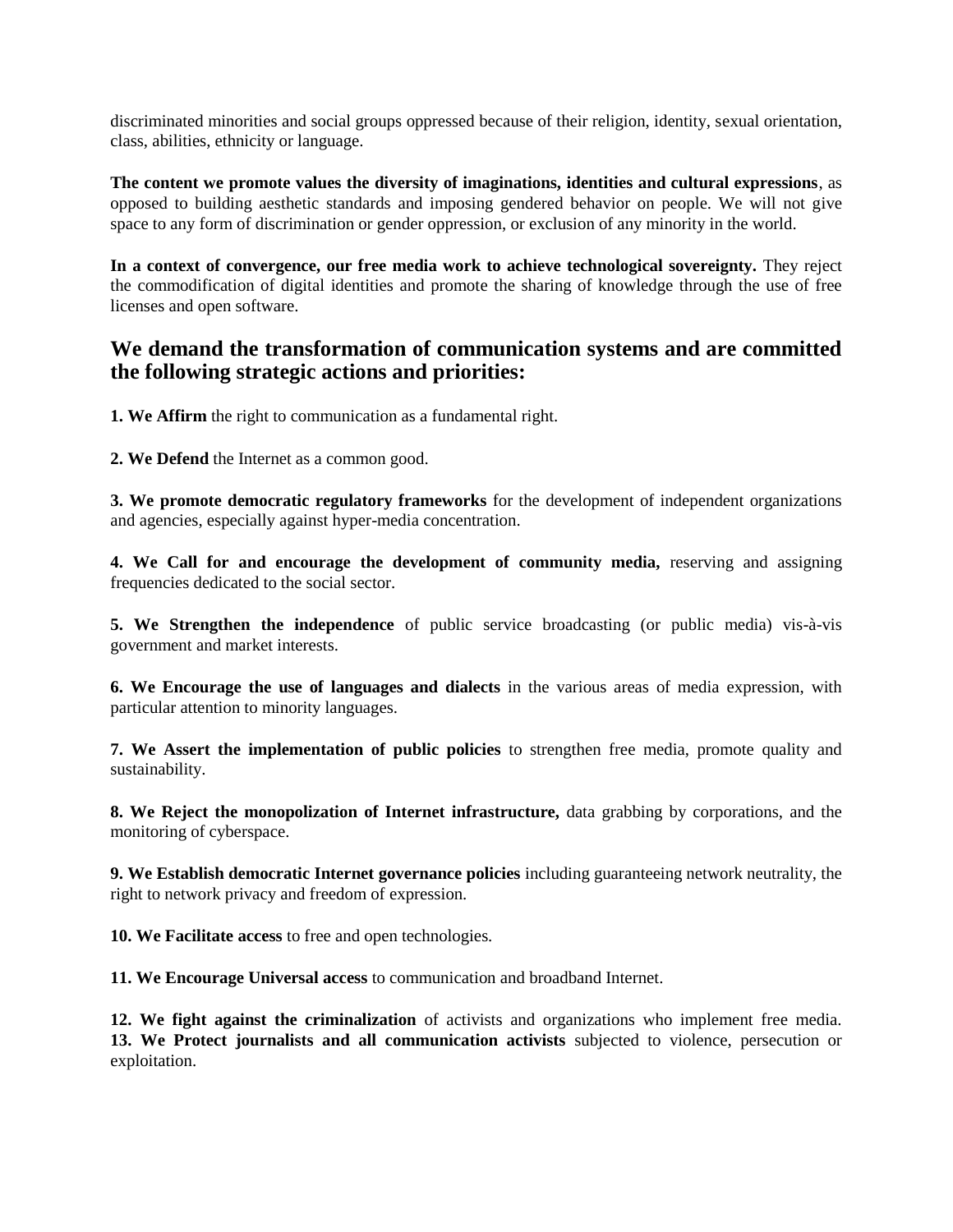discriminated minorities and social groups oppressed because of their religion, identity, sexual orientation, class, abilities, ethnicity or language.

**The content we promote values the diversity of imaginations, identities and cultural expressions**, as opposed to building aesthetic standards and imposing gendered behavior on people. We will not give space to any form of discrimination or gender oppression, or exclusion of any minority in the world.

**In a context of convergence, our free media work to achieve technological sovereignty.** They reject the commodification of digital identities and promote the sharing of knowledge through the use of free licenses and open software.

## We demand the transformation of communication systems and are committed the following strategic actions and priorities:

**1. We Affirm** the right to communication as a fundamental right.

**2. We Defend** the Internet as a common good.

**3. We promote democratic regulatory frameworks** for the development of independent organizations and agencies, especially against hyper-media concentration.

**4. We Call for and encourage the development of community media,** reserving and assigning frequencies dedicated to the social sector.

**5. We Strengthen the independence** of public service broadcasting (or public media) vis-à-vis government and market interests.

**6. We Encourage the use of languages and dialects** in the various areas of media expression, with particular attention to minority languages.

**7. We Assert the implementation of public policies** to strengthen free media, promote quality and sustainability.

**8. We Reject the monopolization of Internet infrastructure,** data grabbing by corporations, and the monitoring of cyberspace.

**9. We Establish democratic Internet governance policies** including guaranteeing network neutrality, the right to network privacy and freedom of expression.

**10. We Facilitate access** to free and open technologies.

**11. We Encourage Universal access** to communication and broadband Internet.

**12. We fight against the criminalization** of activists and organizations who implement free media.

**13. We Protect journalists and all communication activists** subjected to violence, persecution or exploitation.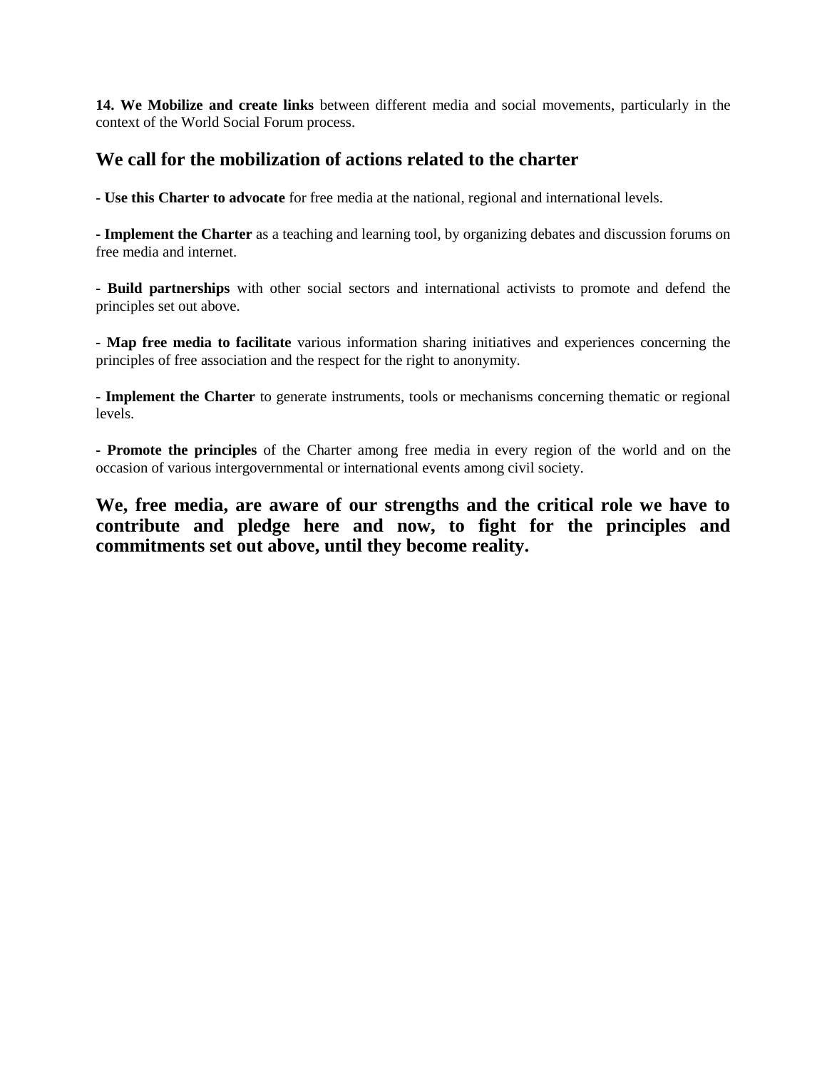**14. We Mobilize and create links** between different media and social movements, particularly in the context of the World Social Forum process.

## We call for the mobilization of actions related to the charter

- **Use this Charter to advocate** for free media at the national, regional and international levels.

- **Implement the Charter** as a teaching and learning tool, by organizing debates and discussion forums on free media and internet.

- **Build partnerships** with other social sectors and international activists to promote and defend the principles set out above.

- **Map free media to facilitate** various information sharing initiatives and experiences concerning the principles of free association and the respect for the right to anonymity.

- **Implement the Charter** to generate instruments, tools or mechanisms concerning thematic or regional levels.

- **Promote the principles** of the Charter among free media in every region of the world and on the occasion of various intergovernmental or international events among civil society.

**We, free media, are aware of our strengths and the critical role we have to contribute and pledge here and now, to fight for the principles and commitments set out above, until they become reality.**